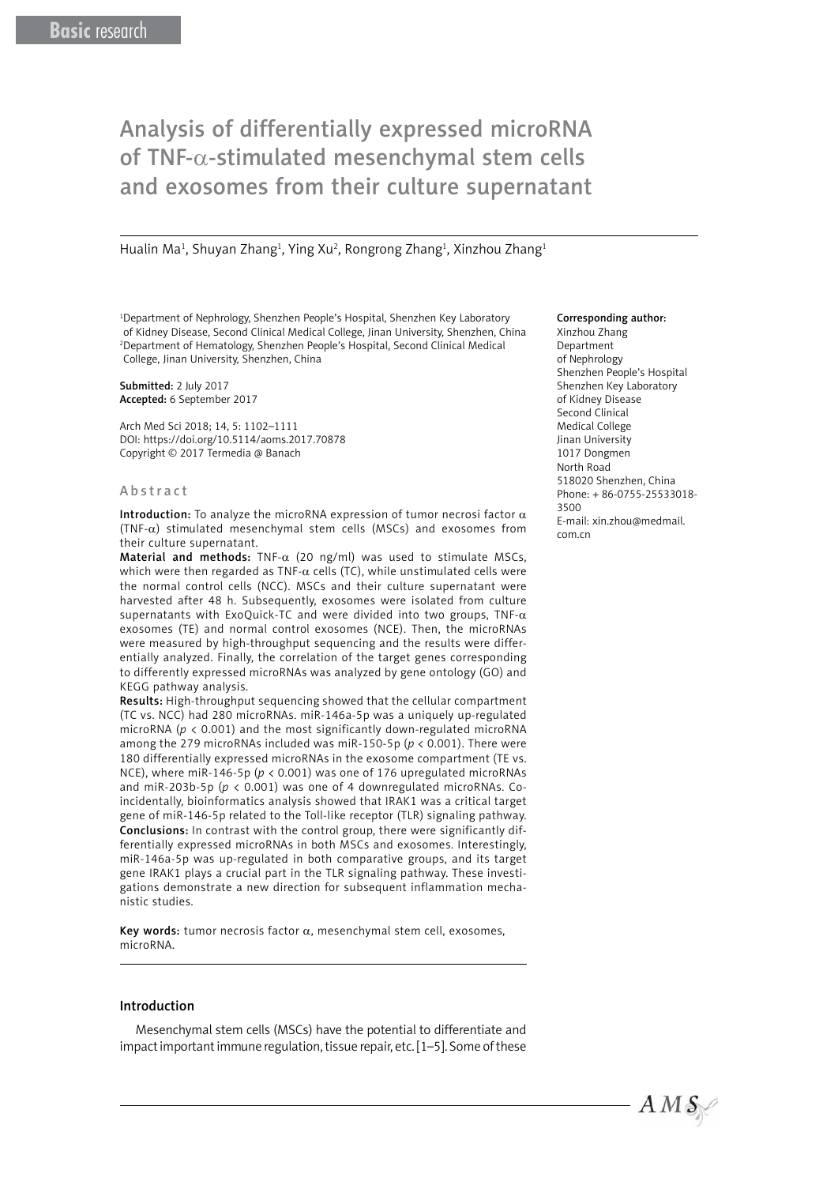Basic research

# Analysis of differentially expressed microRNA of TNF-α-stimulated mesenchymal stem cells and exosomes from their culture supernatant

Hualin Ma[1], Shuyan Zhang[1], Ying Xu[2], Rongrong Zhang[1], Xinzhou Zhang[1]

[1]Department of Nephrology, Shenzhen People's Hospital, Shenzhen Key Laboratory of Kidney Disease, Second Clinical Medical College, Jinan University, Shenzhen, China
[2]Department of Hematology, Shenzhen People's Hospital, Second Clinical Medical College, Jinan University, Shenzhen, China

**Submitted:** 2 July 2017
**Accepted:** 6 September 2017

Arch Med Sci 2018; 14, 5: 1102–1111
DOI: https://doi.org/10.5114/aoms.2017.70878
Copyright © 2017 Termedia @ Banach

**Corresponding author:**
Xinzhou Zhang
Department of Nephrology
Shenzhen People's Hospital
Shenzhen Key Laboratory of Kidney Disease
Second Clinical Medical College
Jinan University
1017 Dongmen North Road
518020 Shenzhen, China
Phone: + 86-0755-25533018-3500
E-mail: xin.zhou@medmail.com.cn

## Abstract

**Introduction:** To analyze the microRNA expression of tumor necrosi factor α (TNF-α) stimulated mesenchymal stem cells (MSCs) and exosomes from their culture supernatant.

**Material and methods:** TNF-α (20 ng/ml) was used to stimulate MSCs, which were then regarded as TNF-α cells (TC), while unstimulated cells were the normal control cells (NCC). MSCs and their culture supernatant were harvested after 48 h. Subsequently, exosomes were isolated from culture supernatants with ExoQuick-TC and were divided into two groups, TNF-α exosomes (TE) and normal control exosomes (NCE). Then, the microRNAs were measured by high-throughput sequencing and the results were differentially analyzed. Finally, the correlation of the target genes corresponding to differently expressed microRNAs was analyzed by gene ontology (GO) and KEGG pathway analysis.

**Results:** High-throughput sequencing showed that the cellular compartment (TC vs. NCC) had 280 microRNAs. miR-146a-5p was a uniquely up-regulated microRNA ($p < 0.001$) and the most significantly down-regulated microRNA among the 279 microRNAs included was miR-150-5p ($p < 0.001$). There were 180 differentially expressed microRNAs in the exosome compartment (TE vs. NCE), where miR-146-5p ($p < 0.001$) was one of 176 upregulated microRNAs and miR-203b-5p ($p < 0.001$) was one of 4 downregulated microRNAs. Coincidentally, bioinformatics analysis showed that IRAK1 was a critical target gene of miR-146-5p related to the Toll-like receptor (TLR) signaling pathway.

**Conclusions:** In contrast with the control group, there were significantly differentially expressed microRNAs in both MSCs and exosomes. Interestingly, miR-146a-5p was up-regulated in both comparative groups, and its target gene IRAK1 plays a crucial part in the TLR signaling pathway. These investigations demonstrate a new direction for subsequent inflammation mechanistic studies.

**Key words:** tumor necrosis factor α, mesenchymal stem cell, exosomes, microRNA.

## Introduction

Mesenchymal stem cells (MSCs) have the potential to differentiate and impact important immune regulation, tissue repair, etc. [1–5]. Some of these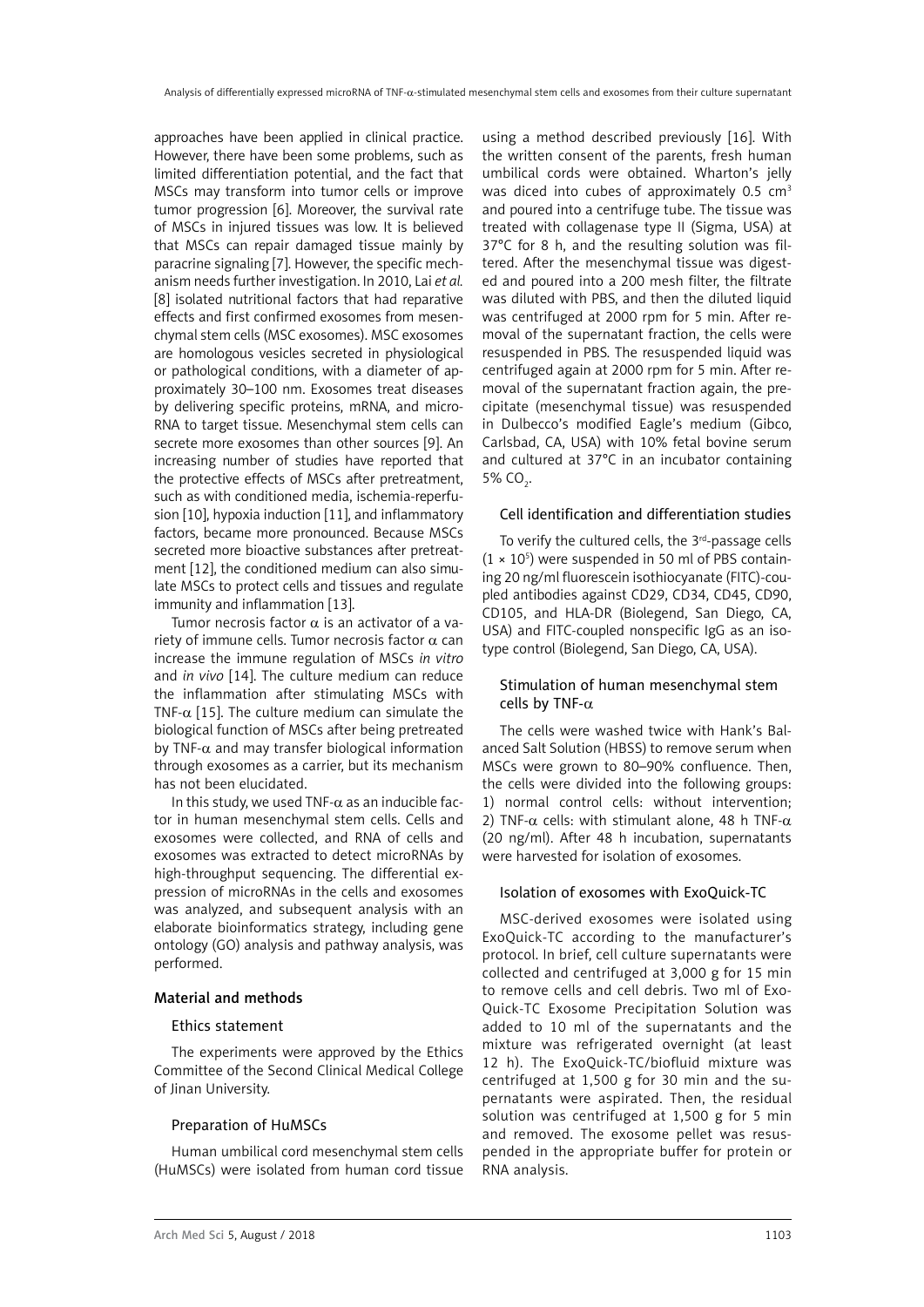approaches have been applied in clinical practice. However, there have been some problems, such as limited differentiation potential, and the fact that MSCs may transform into tumor cells or improve tumor progression [6]. Moreover, the survival rate of MSCs in injured tissues was low. It is believed that MSCs can repair damaged tissue mainly by paracrine signaling [7]. However, the specific mechanism needs further investigation. In 2010, Lai *et al.* [8] isolated nutritional factors that had reparative effects and first confirmed exosomes from mesenchymal stem cells (MSC exosomes). MSC exosomes are homologous vesicles secreted in physiological or pathological conditions, with a diameter of approximately 30–100 nm. Exosomes treat diseases by delivering specific proteins, mRNA, and microRNA to target tissue. Mesenchymal stem cells can secrete more exosomes than other sources [9]. An increasing number of studies have reported that the protective effects of MSCs after pretreatment, such as with conditioned media, ischemia-reperfusion [10], hypoxia induction [11], and inflammatory factors, became more pronounced. Because MSCs secreted more bioactive substances after pretreatment [12], the conditioned medium can also simulate MSCs to protect cells and tissues and regulate immunity and inflammation [13].

Tumor necrosis factor $\alpha$ is an activator of a variety of immune cells. Tumor necrosis factor $\alpha$ can increase the immune regulation of MSCs *in vitro* and *in vivo* [14]. The culture medium can reduce the inflammation after stimulating MSCs with TNF-$\alpha$ [15]. The culture medium can simulate the biological function of MSCs after being pretreated by TNF-$\alpha$ and may transfer biological information through exosomes as a carrier, but its mechanism has not been elucidated.

In this study, we used TNF-$\alpha$ as an inducible factor in human mesenchymal stem cells. Cells and exosomes were collected, and RNA of cells and exosomes was extracted to detect microRNAs by high-throughput sequencing. The differential expression of microRNAs in the cells and exosomes was analyzed, and subsequent analysis with an elaborate bioinformatics strategy, including gene ontology (GO) analysis and pathway analysis, was performed.

## Material and methods

### Ethics statement

The experiments were approved by the Ethics Committee of the Second Clinical Medical College of Jinan University.

### Preparation of HuMSCs

Human umbilical cord mesenchymal stem cells (HuMSCs) were isolated from human cord tissue using a method described previously [16]. With the written consent of the parents, fresh human umbilical cords were obtained. Wharton's jelly was diced into cubes of approximately 0.5 $cm^3$ and poured into a centrifuge tube. The tissue was treated with collagenase type II (Sigma, USA) at 37°C for 8 h, and the resulting solution was filtered. After the mesenchymal tissue was digested and poured into a 200 mesh filter, the filtrate was diluted with PBS, and then the diluted liquid was centrifuged at 2000 rpm for 5 min. After removal of the supernatant fraction, the cells were resuspended in PBS. The resuspended liquid was centrifuged again at 2000 rpm for 5 min. After removal of the supernatant fraction again, the precipitate (mesenchymal tissue) was resuspended in Dulbecco's modified Eagle's medium (Gibco, Carlsbad, CA, USA) with 10% fetal bovine serum and cultured at 37°C in an incubator containing 5% $CO_2$.

### Cell identification and differentiation studies

To verify the cultured cells, the 3rd-passage cells ($1 \times 10^5$) were suspended in 50 ml of PBS containing 20 ng/ml fluorescein isothiocyanate (FITC)-coupled antibodies against CD29, CD34, CD45, CD90, CD105, and HLA-DR (Biolegend, San Diego, CA, USA) and FITC-coupled nonspecific IgG as an isotype control (Biolegend, San Diego, CA, USA).

### Stimulation of human mesenchymal stem cells by TNF-$\alpha$

The cells were washed twice with Hank's Balanced Salt Solution (HBSS) to remove serum when MSCs were grown to 80–90% confluence. Then, the cells were divided into the following groups: 1) normal control cells: without intervention; 2) TNF-$\alpha$ cells: with stimulant alone, 48 h TNF-$\alpha$ (20 ng/ml). After 48 h incubation, supernatants were harvested for isolation of exosomes.

### Isolation of exosomes with ExoQuick-TC

MSC-derived exosomes were isolated using ExoQuick-TC according to the manufacturer's protocol. In brief, cell culture supernatants were collected and centrifuged at 3,000 g for 15 min to remove cells and cell debris. Two ml of ExoQuick-TC Exosome Precipitation Solution was added to 10 ml of the supernatants and the mixture was refrigerated overnight (at least 12 h). The ExoQuick-TC/biofluid mixture was centrifuged at 1,500 g for 30 min and the supernatants were aspirated. Then, the residual solution was centrifuged at 1,500 g for 5 min and removed. The exosome pellet was resuspended in the appropriate buffer for protein or RNA analysis.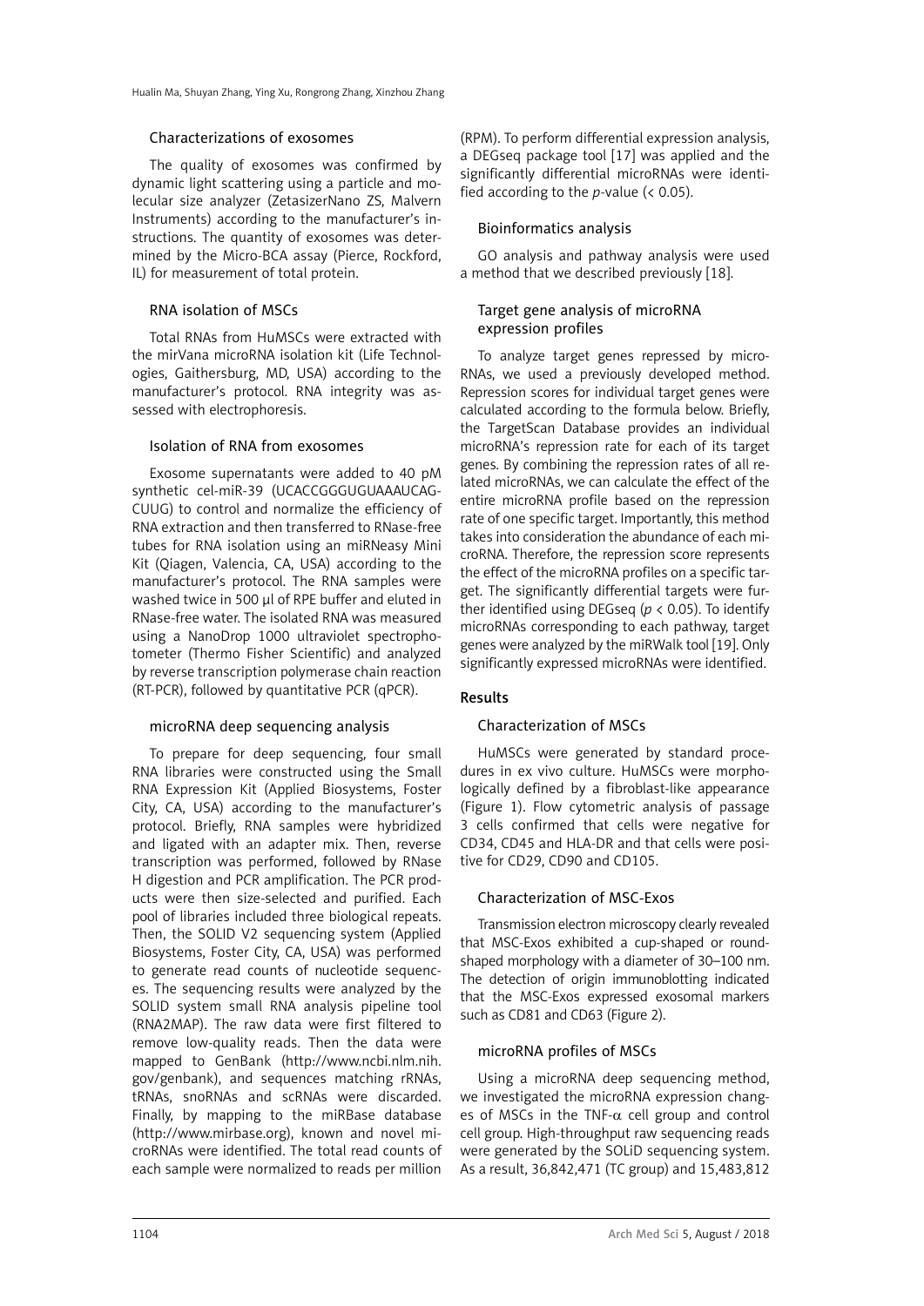### Characterizations of exosomes

The quality of exosomes was confirmed by dynamic light scattering using a particle and molecular size analyzer (ZetasizerNano ZS, Malvern Instruments) according to the manufacturer's instructions. The quantity of exosomes was determined by the Micro-BCA assay (Pierce, Rockford, IL) for measurement of total protein.

### RNA isolation of MSCs

Total RNAs from HuMSCs were extracted with the mirVana microRNA isolation kit (Life Technologies, Gaithersburg, MD, USA) according to the manufacturer's protocol. RNA integrity was assessed with electrophoresis.

### Isolation of RNA from exosomes

Exosome supernatants were added to 40 pM synthetic cel-miR-39 (UCACCGGGUGUAAAUCAGCUUG) to control and normalize the efficiency of RNA extraction and then transferred to RNase-free tubes for RNA isolation using an miRNeasy Mini Kit (Qiagen, Valencia, CA, USA) according to the manufacturer's protocol. The RNA samples were washed twice in 500 µl of RPE buffer and eluted in RNase-free water. The isolated RNA was measured using a NanoDrop 1000 ultraviolet spectrophotometer (Thermo Fisher Scientific) and analyzed by reverse transcription polymerase chain reaction (RT-PCR), followed by quantitative PCR (qPCR).

### microRNA deep sequencing analysis

To prepare for deep sequencing, four small RNA libraries were constructed using the Small RNA Expression Kit (Applied Biosystems, Foster City, CA, USA) according to the manufacturer's protocol. Briefly, RNA samples were hybridized and ligated with an adapter mix. Then, reverse transcription was performed, followed by RNase H digestion and PCR amplification. The PCR products were then size-selected and purified. Each pool of libraries included three biological repeats. Then, the SOLID V2 sequencing system (Applied Biosystems, Foster City, CA, USA) was performed to generate read counts of nucleotide sequences. The sequencing results were analyzed by the SOLID system small RNA analysis pipeline tool (RNA2MAP). The raw data were first filtered to remove low-quality reads. Then the data were mapped to GenBank (http://www.ncbi.nlm.nih.gov/genbank), and sequences matching rRNAs, tRNAs, snoRNAs and scRNAs were discarded. Finally, by mapping to the miRBase database (http://www.mirbase.org), known and novel microRNAs were identified. The total read counts of each sample were normalized to reads per million (RPM). To perform differential expression analysis, a DEGseq package tool [17] was applied and the significantly differential microRNAs were identified according to the *p*-value ($< 0.05$).

### Bioinformatics analysis

GO analysis and pathway analysis were used a method that we described previously [18].

### Target gene analysis of microRNA expression profiles

To analyze target genes repressed by microRNAs, we used a previously developed method. Repression scores for individual target genes were calculated according to the formula below. Briefly, the TargetScan Database provides an individual microRNA's repression rate for each of its target genes. By combining the repression rates of all related microRNAs, we can calculate the effect of the entire microRNA profile based on the repression rate of one specific target. Importantly, this method takes into consideration the abundance of each microRNA. Therefore, the repression score represents the effect of the microRNA profiles on a specific target. The significantly differential targets were further identified using DEGseq ($p < 0.05$). To identify microRNAs corresponding to each pathway, target genes were analyzed by the miRWalk tool [19]. Only significantly expressed microRNAs were identified.

## Results

### Characterization of MSCs

HuMSCs were generated by standard procedures in ex vivo culture. HuMSCs were morphologically defined by a fibroblast-like appearance (Figure 1). Flow cytometric analysis of passage 3 cells confirmed that cells were negative for CD34, CD45 and HLA-DR and that cells were positive for CD29, CD90 and CD105.

### Characterization of MSC-Exos

Transmission electron microscopy clearly revealed that MSC-Exos exhibited a cup-shaped or round-shaped morphology with a diameter of 30–100 nm. The detection of origin immunoblotting indicated that the MSC-Exos expressed exosomal markers such as CD81 and CD63 (Figure 2).

### microRNA profiles of MSCs

Using a microRNA deep sequencing method, we investigated the microRNA expression changes of MSCs in the TNF-$\alpha$ cell group and control cell group. High-throughput raw sequencing reads were generated by the SOLiD sequencing system. As a result, 36,842,471 (TC group) and 15,483,812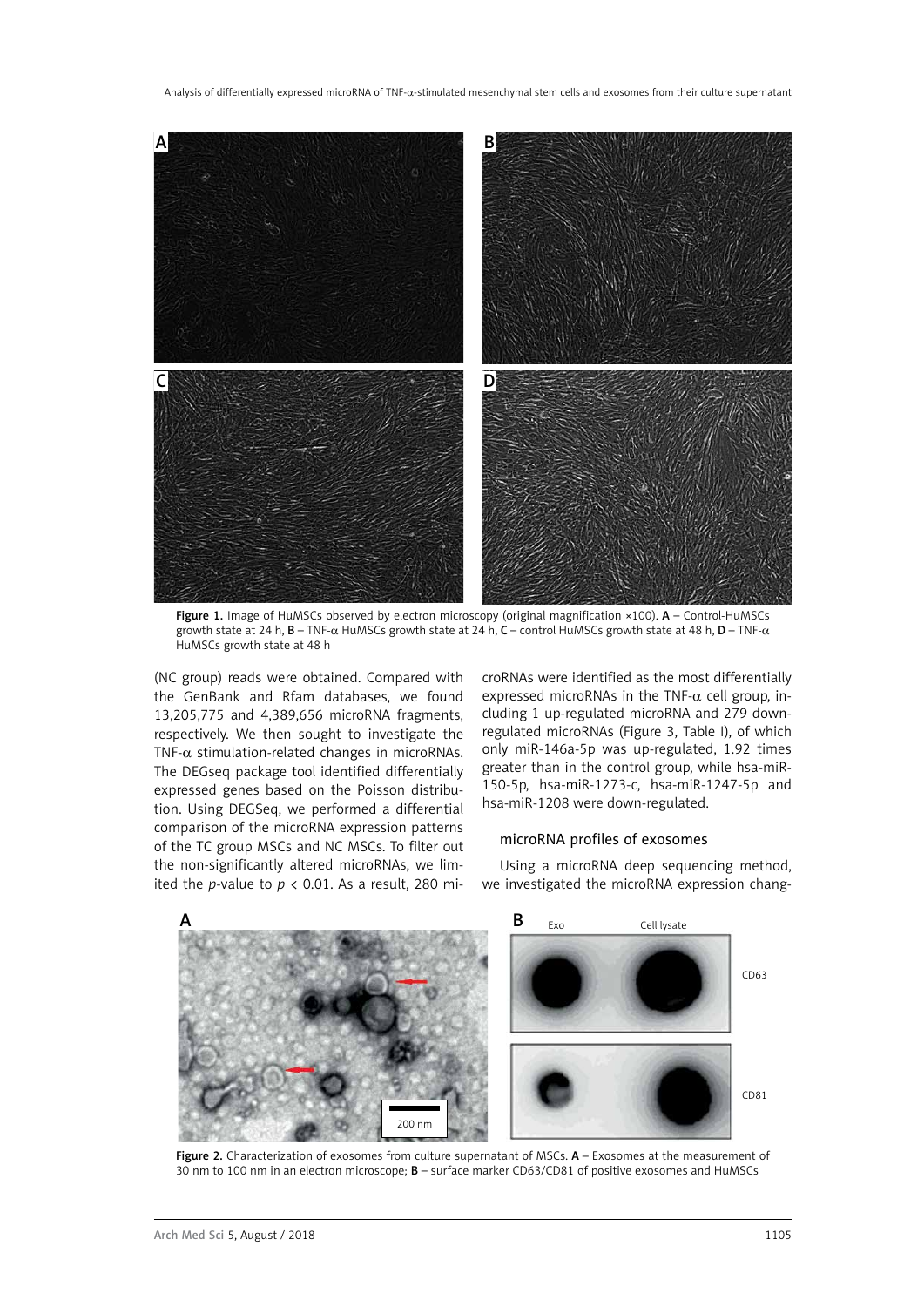Figure 1. Image of HuMSCs observed by electron microscopy (original magnification ×100). **A** – Control-HuMSCs growth state at 24 h, **B** – TNF-α HuMSCs growth state at 24 h, **C** – control HuMSCs growth state at 48 h, **D** – TNF-α HuMSCs growth state at 48 h

(NC group) reads were obtained. Compared with the GenBank and Rfam databases, we found 13,205,775 and 4,389,656 microRNA fragments, respectively. We then sought to investigate the TNF-α stimulation-related changes in microRNAs. The DEGseq package tool identified differentially expressed genes based on the Poisson distribution. Using DEGSeq, we performed a differential comparison of the microRNA expression patterns of the TC group MSCs and NC MSCs. To filter out the non-significantly altered microRNAs, we limited the *p*-value to $p < 0.01$. As a result, 280 microRNAs were identified as the most differentially expressed microRNAs in the TNF-α cell group, including 1 up-regulated microRNA and 279 down-regulated microRNAs (Figure 3, Table I), of which only miR-146a-5p was up-regulated, 1.92 times greater than in the control group, while hsa-miR-150-5p, hsa-miR-1273-c, hsa-miR-1247-5p and hsa-miR-1208 were down-regulated.

### microRNA profiles of exosomes

Using a microRNA deep sequencing method, we investigated the microRNA expression chang-

Figure 2. Characterization of exosomes from culture supernatant of MSCs. **A** – Exosomes at the measurement of 30 nm to 100 nm in an electron microscope; **B** – surface marker CD63/CD81 of positive exosomes and HuMSCs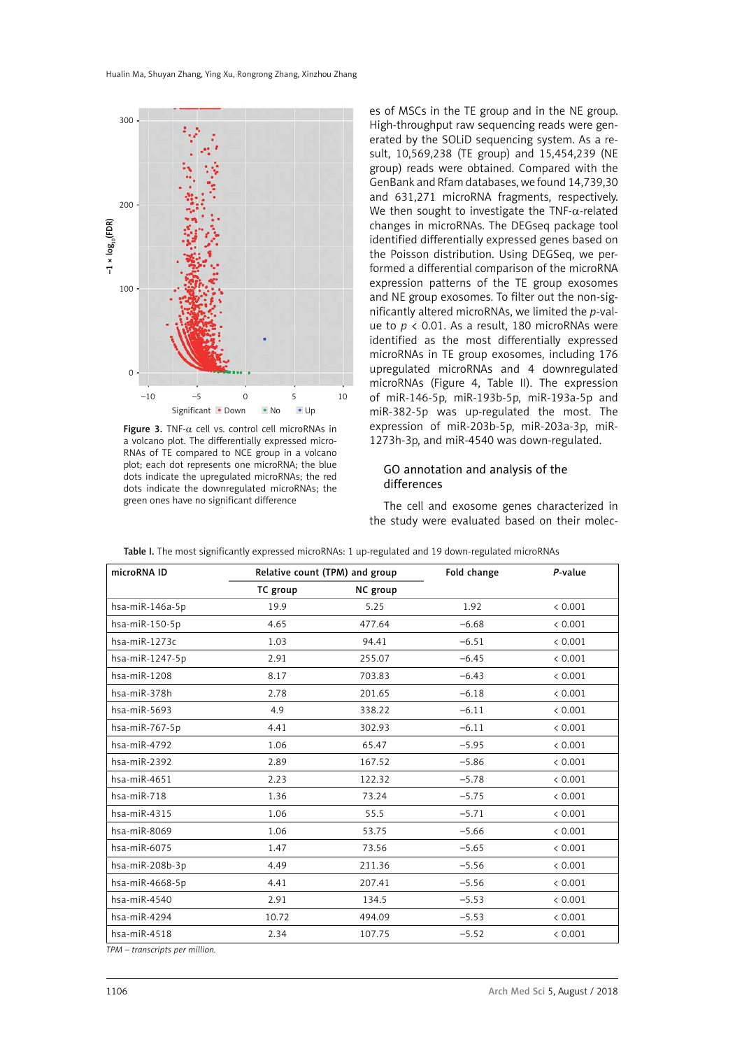Figure 3. TNF-α cell vs. control cell microRNAs in a volcano plot. The differentially expressed microRNAs of TE compared to NCE group in a volcano plot; each dot represents one microRNA; the blue dots indicate the upregulated microRNAs; the red dots indicate the downregulated microRNAs; the green ones have no significant difference

es of MSCs in the TE group and in the NE group. High-throughput raw sequencing reads were generated by the SOLiD sequencing system. As a result, 10,569,238 (TE group) and 15,454,239 (NE group) reads were obtained. Compared with the GenBank and Rfam databases, we found 14,739,30 and 631,271 microRNA fragments, respectively. We then sought to investigate the TNF-α-related changes in microRNAs. The DEGseq package tool identified differentially expressed genes based on the Poisson distribution. Using DEGSeq, we performed a differential comparison of the microRNA expression patterns of the TE group exosomes and NE group exosomes. To filter out the non-significantly altered microRNAs, we limited the *p*-value to $p < 0.01$. As a result, 180 microRNAs were identified as the most differentially expressed microRNAs in TE group exosomes, including 176 upregulated microRNAs and 4 downregulated microRNAs (Figure 4, Table II). The expression of miR-146-5p, miR-193b-5p, miR-193a-5p and miR-382-5p was up-regulated the most. The expression of miR-203b-5p, miR-203a-3p, miR-1273h-3p, and miR-4540 was down-regulated.

## GO annotation and analysis of the differences

The cell and exosome genes characterized in the study were evaluated based on their molec-

**Table I.** The most significantly expressed microRNAs: 1 up-regulated and 19 down-regulated microRNAs

| microRNA ID | Relative count (TPM) and group | | Fold change | *P*-value |
|---|---|---|---|---|
| | TC group | NC group | | |
| hsa-miR-146a-5p | 19.9 | 5.25 | 1.92 | < 0.001 |
| hsa-miR-150-5p | 4.65 | 477.64 | –6.68 | < 0.001 |
| hsa-miR-1273c | 1.03 | 94.41 | –6.51 | < 0.001 |
| hsa-miR-1247-5p | 2.91 | 255.07 | –6.45 | < 0.001 |
| hsa-miR-1208 | 8.17 | 703.83 | –6.43 | < 0.001 |
| hsa-miR-378h | 2.78 | 201.65 | –6.18 | < 0.001 |
| hsa-miR-5693 | 4.9 | 338.22 | –6.11 | < 0.001 |
| hsa-miR-767-5p | 4.41 | 302.93 | –6.11 | < 0.001 |
| hsa-miR-4792 | 1.06 | 65.47 | –5.95 | < 0.001 |
| hsa-miR-2392 | 2.89 | 167.52 | –5.86 | < 0.001 |
| hsa-miR-4651 | 2.23 | 122.32 | –5.78 | < 0.001 |
| hsa-miR-718 | 1.36 | 73.24 | –5.75 | < 0.001 |
| hsa-miR-4315 | 1.06 | 55.5 | –5.71 | < 0.001 |
| hsa-miR-8069 | 1.06 | 53.75 | –5.66 | < 0.001 |
| hsa-miR-6075 | 1.47 | 73.56 | –5.65 | < 0.001 |
| hsa-miR-208b-3p | 4.49 | 211.36 | –5.56 | < 0.001 |
| hsa-miR-4668-5p | 4.41 | 207.41 | –5.56 | < 0.001 |
| hsa-miR-4540 | 2.91 | 134.5 | –5.53 | < 0.001 |
| hsa-miR-4294 | 10.72 | 494.09 | –5.53 | < 0.001 |
| hsa-miR-4518 | 2.34 | 107.75 | –5.52 | < 0.001 |

*TPM – transcripts per million.*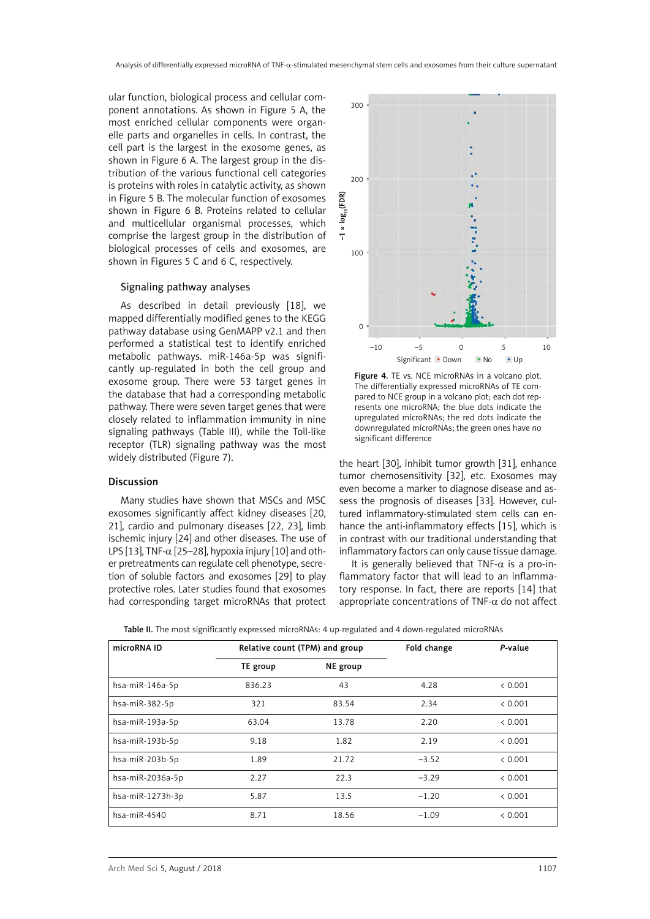ular function, biological process and cellular component annotations. As shown in Figure 5 A, the most enriched cellular components were organelle parts and organelles in cells. In contrast, the cell part is the largest in the exosome genes, as shown in Figure 6 A. The largest group in the distribution of the various functional cell categories is proteins with roles in catalytic activity, as shown in Figure 5 B. The molecular function of exosomes shown in Figure 6 B. Proteins related to cellular and multicellular organismal processes, which comprise the largest group in the distribution of biological processes of cells and exosomes, are shown in Figures 5 C and 6 C, respectively.

### Signaling pathway analyses

As described in detail previously [18], we mapped differentially modified genes to the KEGG pathway database using GenMAPP v2.1 and then performed a statistical test to identify enriched metabolic pathways. miR-146a-5p was significantly up-regulated in both the cell group and exosome group. There were 53 target genes in the database that had a corresponding metabolic pathway. There were seven target genes that were closely related to inflammation immunity in nine signaling pathways (Table III), while the Toll-like receptor (TLR) signaling pathway was the most widely distributed (Figure 7).

Figure 4. TE vs. NCE microRNAs in a volcano plot. The differentially expressed microRNAs of TE compared to NCE group in a volcano plot; each dot represents one microRNA; the blue dots indicate the upregulated microRNAs; the red dots indicate the downregulated microRNAs; the green ones have no significant difference

## Discussion

Many studies have shown that MSCs and MSC exosomes significantly affect kidney diseases [20, 21], cardio and pulmonary diseases [22, 23], limb ischemic injury [24] and other diseases. The use of LPS [13], TNF-$\alpha$ [25–28], hypoxia injury [10] and other pretreatments can regulate cell phenotype, secretion of soluble factors and exosomes [29] to play protective roles. Later studies found that exosomes had corresponding target microRNAs that protect the heart [30], inhibit tumor growth [31], enhance tumor chemosensitivity [32], etc. Exosomes may even become a marker to diagnose disease and assess the prognosis of diseases [33]. However, cultured inflammatory-stimulated stem cells can enhance the anti-inflammatory effects [15], which is in contrast with our traditional understanding that inflammatory factors can only cause tissue damage.

It is generally believed that TNF-$\alpha$ is a pro-inflammatory factor that will lead to an inflammatory response. In fact, there are reports [14] that appropriate concentrations of TNF-$\alpha$ do not affect

Table II. The most significantly expressed microRNAs: 4 up-regulated and 4 down-regulated microRNAs

| microRNA ID | Relative count (TPM) and group | | Fold change | *P*-value |
|---|---|---|---|---|
| | TE group | NE group | | |
| hsa-miR-146a-5p | 836.23 | 43 | 4.28 | < 0.001 |
| hsa-miR-382-5p | 321 | 83.54 | 2.34 | < 0.001 |
| hsa-miR-193a-5p | 63.04 | 13.78 | 2.20 | < 0.001 |
| hsa-miR-193b-5p | 9.18 | 1.82 | 2.19 | < 0.001 |
| hsa-miR-203b-5p | 1.89 | 21.72 | –3.52 | < 0.001 |
| hsa-miR-2036a-5p | 2.27 | 22.3 | –3.29 | < 0.001 |
| hsa-miR-1273h-3p | 5.87 | 13.5 | –1.20 | < 0.001 |
| hsa-miR-4540 | 8.71 | 18.56 | –1.09 | < 0.001 |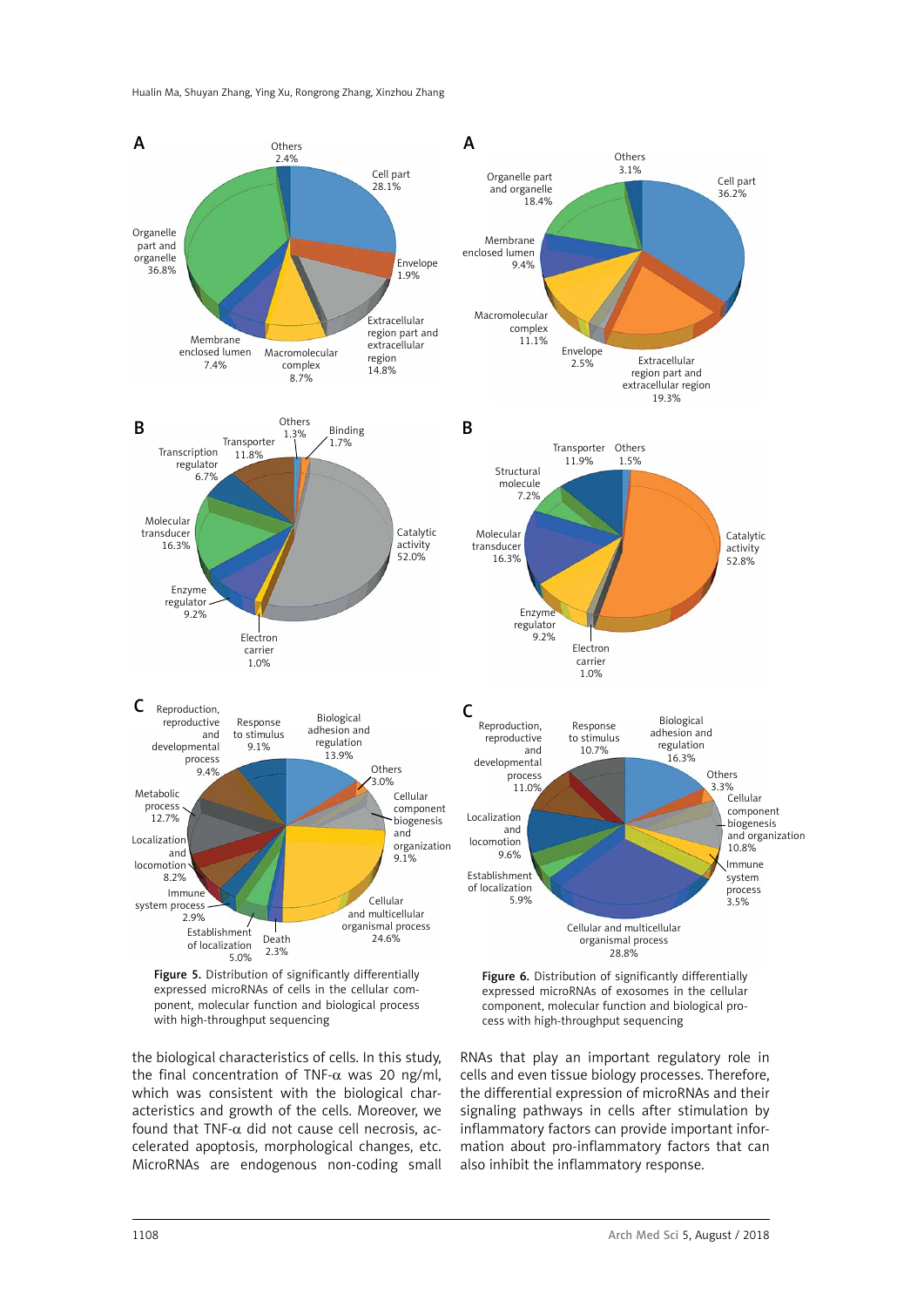Figure 5. Distribution of significantly differentially expressed microRNAs of cells in the cellular component, molecular function and biological process with high-throughput sequencing

Figure 6. Distribution of significantly differentially expressed microRNAs of exosomes in the cellular component, molecular function and biological process with high-throughput sequencing

the biological characteristics of cells. In this study, the final concentration of TNF-α was 20 ng/ml, which was consistent with the biological characteristics and growth of the cells. Moreover, we found that TNF-α did not cause cell necrosis, accelerated apoptosis, morphological changes, etc. MicroRNAs are endogenous non-coding small RNAs that play an important regulatory role in cells and even tissue biology processes. Therefore, the differential expression of microRNAs and their signaling pathways in cells after stimulation by inflammatory factors can provide important information about pro-inflammatory factors that can also inhibit the inflammatory response.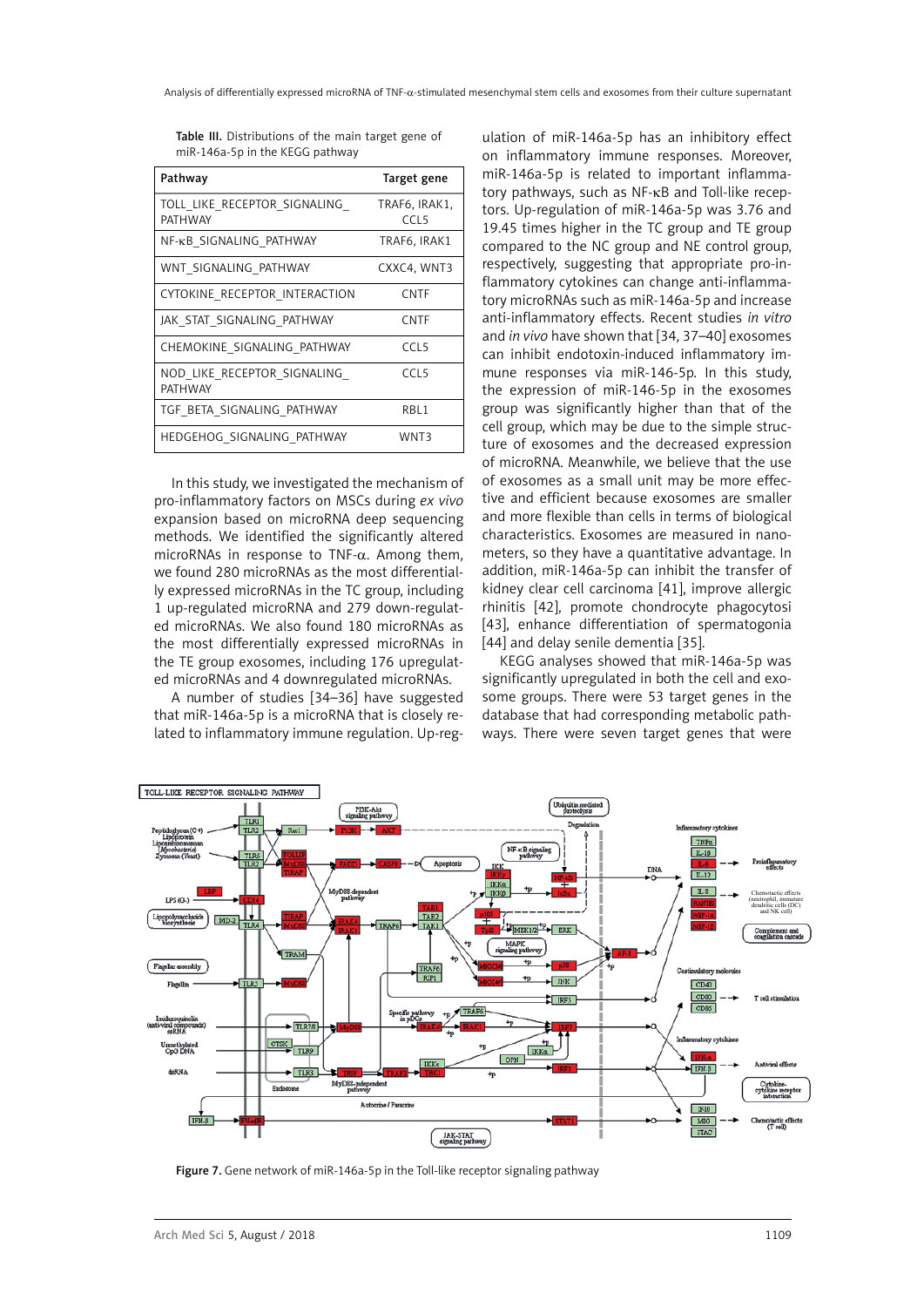Table III. Distributions of the main target gene of miR-146a-5p in the KEGG pathway

| Pathway | Target gene |
|---|---|
| TOLL_LIKE_RECEPTOR_SIGNALING_PATHWAY | TRAF6, IRAK1, CCL5 |
| NF-κB_SIGNALING_PATHWAY | TRAF6, IRAK1 |
| WNT_SIGNALING_PATHWAY | CXXC4, WNT3 |
| CYTOKINE_RECEPTOR_INTERACTION | CNTF |
| JAK_STAT_SIGNALING_PATHWAY | CNTF |
| CHEMOKINE_SIGNALING_PATHWAY | CCL5 |
| NOD_LIKE_RECEPTOR_SIGNALING_PATHWAY | CCL5 |
| TGF_BETA_SIGNALING_PATHWAY | RBL1 |
| HEDGEHOG_SIGNALING_PATHWAY | WNT3 |

In this study, we investigated the mechanism of pro-inflammatory factors on MSCs during *ex vivo* expansion based on microRNA deep sequencing methods. We identified the significantly altered microRNAs in response to TNF-α. Among them, we found 280 microRNAs as the most differentially expressed microRNAs in the TC group, including 1 up-regulated microRNA and 279 down-regulated microRNAs. We also found 180 microRNAs as the most differentially expressed microRNAs in the TE group exosomes, including 176 upregulated microRNAs and 4 downregulated microRNAs.

A number of studies [34–36] have suggested that miR-146a-5p is a microRNA that is closely related to inflammatory immune regulation. Up-regulation of miR-146a-5p has an inhibitory effect on inflammatory immune responses. Moreover, miR-146a-5p is related to important inflammatory pathways, such as NF-κB and Toll-like receptors. Up-regulation of miR-146a-5p was 3.76 and 19.45 times higher in the TC group and TE group compared to the NC group and NE control group, respectively, suggesting that appropriate pro-inflammatory cytokines can change anti-inflammatory microRNAs such as miR-146a-5p and increase anti-inflammatory effects. Recent studies *in vitro* and *in vivo* have shown that [34, 37–40] exosomes can inhibit endotoxin-induced inflammatory immune responses via miR-146-5p. In this study, the expression of miR-146-5p in the exosomes group was significantly higher than that of the cell group, which may be due to the simple structure of exosomes and the decreased expression of microRNA. Meanwhile, we believe that the use of exosomes as a small unit may be more effective and efficient because exosomes are smaller and more flexible than cells in terms of biological characteristics. Exosomes are measured in nanometers, so they have a quantitative advantage. In addition, miR-146a-5p can inhibit the transfer of kidney clear cell carcinoma [41], improve allergic rhinitis [42], promote chondrocyte phagocytosi [43], enhance differentiation of spermatogonia [44] and delay senile dementia [35].

KEGG analyses showed that miR-146a-5p was significantly upregulated in both the cell and exosome groups. There were 53 target genes in the database that had corresponding metabolic pathways. There were seven target genes that were

Figure 7. Gene network of miR-146a-5p in the Toll-like receptor signaling pathway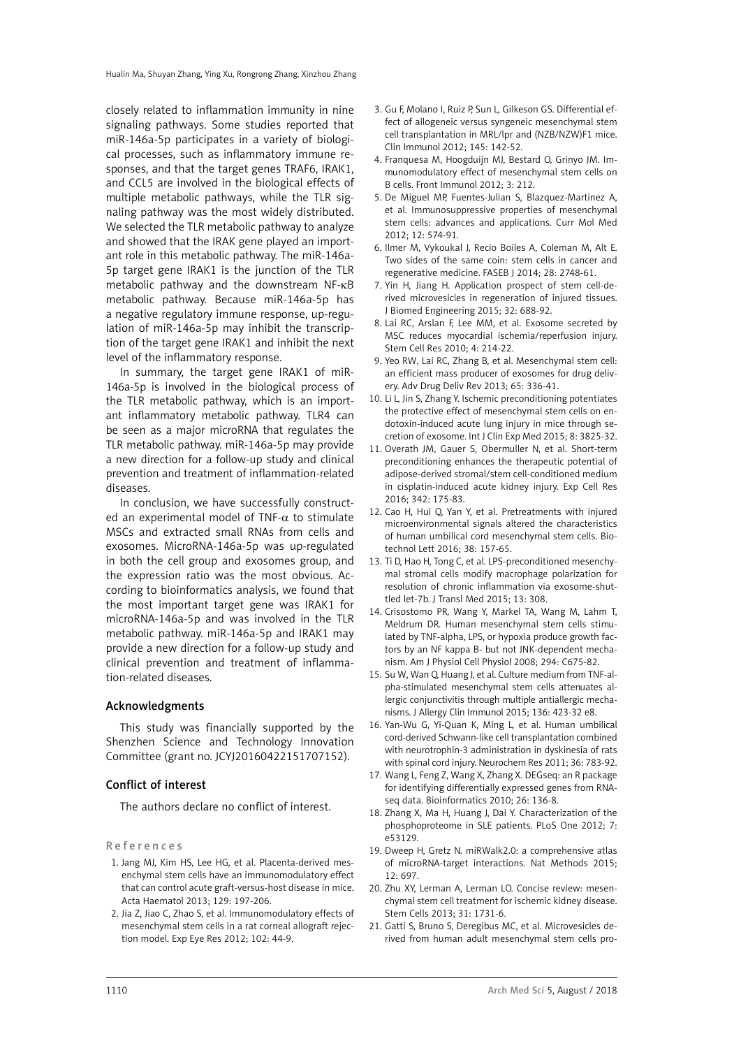closely related to inflammation immunity in nine signaling pathways. Some studies reported that miR-146a-5p participates in a variety of biological processes, such as inflammatory immune responses, and that the target genes TRAF6, IRAK1, and CCL5 are involved in the biological effects of multiple metabolic pathways, while the TLR signaling pathway was the most widely distributed. We selected the TLR metabolic pathway to analyze and showed that the IRAK gene played an important role in this metabolic pathway. The miR-146a-5p target gene IRAK1 is the junction of the TLR metabolic pathway and the downstream NF-κB metabolic pathway. Because miR-146a-5p has a negative regulatory immune response, up-regulation of miR-146a-5p may inhibit the transcription of the target gene IRAK1 and inhibit the next level of the inflammatory response.

In summary, the target gene IRAK1 of miR-146a-5p is involved in the biological process of the TLR metabolic pathway, which is an important inflammatory metabolic pathway. TLR4 can be seen as a major microRNA that regulates the TLR metabolic pathway. miR-146a-5p may provide a new direction for a follow-up study and clinical prevention and treatment of inflammation-related diseases.

In conclusion, we have successfully constructed an experimental model of TNF-α to stimulate MSCs and extracted small RNAs from cells and exosomes. MicroRNA-146a-5p was up-regulated in both the cell group and exosomes group, and the expression ratio was the most obvious. According to bioinformatics analysis, we found that the most important target gene was IRAK1 for microRNA-146a-5p and was involved in the TLR metabolic pathway. miR-146a-5p and IRAK1 may provide a new direction for a follow-up study and clinical prevention and treatment of inflammation-related diseases.

## Acknowledgments

This study was financially supported by the Shenzhen Science and Technology Innovation Committee (grant no. JCYJ20160422151707152).

## Conflict of interest

The authors declare no conflict of interest.

## References

1. Jang MJ, Kim HS, Lee HG, et al. Placenta-derived mesenchymal stem cells have an immunomodulatory effect that can control acute graft-versus-host disease in mice. Acta Haematol 2013; 129: 197-206.
2. Jia Z, Jiao C, Zhao S, et al. Immunomodulatory effects of mesenchymal stem cells in a rat corneal allograft rejection model. Exp Eye Res 2012; 102: 44-9.
3. Gu F, Molano I, Ruiz P, Sun L, Gilkeson GS. Differential effect of allogeneic versus syngeneic mesenchymal stem cell transplantation in MRL/lpr and (NZB/NZW)F1 mice. Clin Immunol 2012; 145: 142-52.
4. Franquesa M, Hoogduijn MJ, Bestard O, Grinyo JM. Immunomodulatory effect of mesenchymal stem cells on B cells. Front Immunol 2012; 3: 212.
5. De Miguel MP, Fuentes-Julian S, Blazquez-Martinez A, et al. Immunosuppressive properties of mesenchymal stem cells: advances and applications. Curr Mol Med 2012; 12: 574-91.
6. Illmer M, Vykoukal J, Recio Boiles A, Coleman M, Alt E. Two sides of the same coin: stem cells in cancer and regenerative medicine. FASEB J 2014; 28: 2748-61.
7. Yin H, Jiang H. Application prospect of stem cell-derived microvesicles in regeneration of injured tissues. J Biomed Engineering 2015; 32: 688-92.
8. Lai RC, Arslan F, Lee MM, et al. Exosome secreted by MSC reduces myocardial ischemia/reperfusion injury. Stem Cell Res 2010; 4: 214-22.
9. Yeo RW, Lai RC, Zhang B, et al. Mesenchymal stem cell: an efficient mass producer of exosomes for drug delivery. Adv Drug Deliv Rev 2013; 65: 336-41.
10. Li L, Jin S, Zhang Y. Ischemic preconditioning potentiates the protective effect of mesenchymal stem cells on endotoxin-induced acute lung injury in mice through secretion of exosome. Int J Clin Exp Med 2015; 8: 3825-32.
11. Overath JM, Gauer S, Obermuller N, et al. Short-term preconditioning enhances the therapeutic potential of adipose-derived stromal/stem cell-conditioned medium in cisplatin-induced acute kidney injury. Exp Cell Res 2016; 342: 175-83.
12. Cao H, Hui Q, Yan Y, et al. Pretreatments with injured microenvironmental signals altered the characteristics of human umbilical cord mesenchymal stem cells. Biotechnol Lett 2016; 38: 157-65.
13. Ti D, Hao H, Tong C, et al. LPS-preconditioned mesenchymal stromal cells modify macrophage polarization for resolution of chronic inflammation via exosome-shuttled let-7b. J Transl Med 2015; 13: 308.
14. Crisostomo PR, Wang Y, Markel TA, Wang M, Lahm T, Meldrum DR. Human mesenchymal stem cells stimulated by TNF-alpha, LPS, or hypoxia produce growth factors by an NF kappa B- but not JNK-dependent mechanism. Am J Physiol Cell Physiol 2008; 294: C675-82.
15. Su W, Wan Q, Huang J, et al. Culture medium from TNF-alpha-stimulated mesenchymal stem cells attenuates allergic conjunctivitis through multiple antiallergic mechanisms. J Allergy Clin Immunol 2015; 136: 423-32 e8.
16. Yan-Wu G, Yi-Quan K, Ming L, et al. Human umbilical cord-derived Schwann-like cell transplantation combined with neurotrophin-3 administration in dyskinesia of rats with spinal cord injury. Neurochem Res 2011; 36: 783-92.
17. Wang L, Feng Z, Wang X, Zhang X. DEGseq: an R package for identifying differentially expressed genes from RNA-seq data. Bioinformatics 2010; 26: 136-8.
18. Zhang X, Ma H, Huang J, Dai Y. Characterization of the phosphoproteome in SLE patients. PLoS One 2012; 7: e53129.
19. Dweep H, Gretz N. miRWalk2.0: a comprehensive atlas of microRNA-target interactions. Nat Methods 2015; 12: 697.
20. Zhu XY, Lerman A, Lerman LO. Concise review: mesenchymal stem cell treatment for ischemic kidney disease. Stem Cells 2013; 31: 1731-6.
21. Gatti S, Bruno S, Deregibus MC, et al. Microvesicles derived from human adult mesenchymal stem cells pro-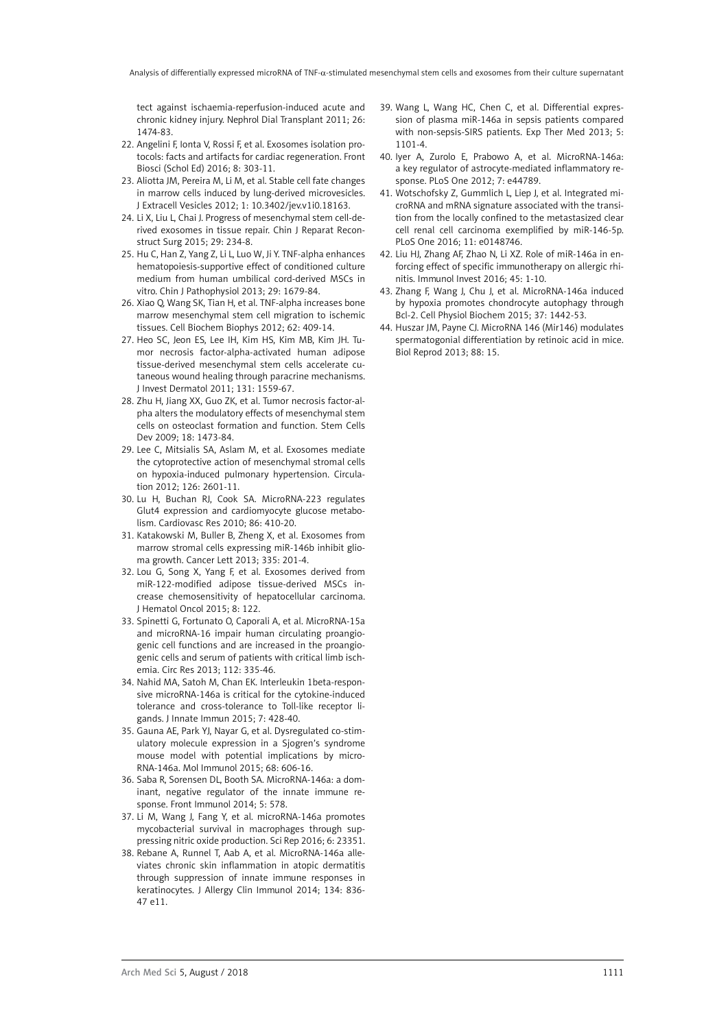tect against ischaemia-reperfusion-induced acute and chronic kidney injury. Nephrol Dial Transplant 2011; 26: 1474-83.

22. Angelini F, Ionta V, Rossi F, et al. Exosomes isolation protocols: facts and artifacts for cardiac regeneration. Front Biosci (Schol Ed) 2016; 8: 303-11.
23. Aliotta JM, Pereira M, Li M, et al. Stable cell fate changes in marrow cells induced by lung-derived microvesicles. J Extracell Vesicles 2012; 1: 10.3402/jev.v1i0.18163.
24. Li X, Liu L, Chai J. Progress of mesenchymal stem cell-derived exosomes in tissue repair. Chin J Reparat Reconstruct Surg 2015; 29: 234-8.
25. Hu C, Han Z, Yang Z, Li L, Luo W, Ji Y. TNF-alpha enhances hematopoiesis-supportive effect of conditioned culture medium from human umbilical cord-derived MSCs in vitro. Chin J Pathophysiol 2013; 29: 1679-84.
26. Xiao Q, Wang SK, Tian H, et al. TNF-alpha increases bone marrow mesenchymal stem cell migration to ischemic tissues. Cell Biochem Biophys 2012; 62: 409-14.
27. Heo SC, Jeon ES, Lee IH, Kim HS, Kim MB, Kim JH. Tumor necrosis factor-alpha-activated human adipose tissue-derived mesenchymal stem cells accelerate cutaneous wound healing through paracrine mechanisms. J Invest Dermatol 2011; 131: 1559-67.
28. Zhu H, Jiang XX, Guo ZK, et al. Tumor necrosis factor-alpha alters the modulatory effects of mesenchymal stem cells on osteoclast formation and function. Stem Cells Dev 2009; 18: 1473-84.
29. Lee C, Mitsialis SA, Aslam M, et al. Exosomes mediate the cytoprotective action of mesenchymal stromal cells on hypoxia-induced pulmonary hypertension. Circulation 2012; 126: 2601-11.
30. Lu H, Buchan RJ, Cook SA. MicroRNA-223 regulates Glut4 expression and cardiomyocyte glucose metabolism. Cardiovasc Res 2010; 86: 410-20.
31. Katakowski M, Buller B, Zheng X, et al. Exosomes from marrow stromal cells expressing miR-146b inhibit glioma growth. Cancer Lett 2013; 335: 201-4.
32. Lou G, Song X, Yang F, et al. Exosomes derived from miR-122-modified adipose tissue-derived MSCs increase chemosensitivity of hepatocellular carcinoma. J Hematol Oncol 2015; 8: 122.
33. Spinetti G, Fortunato O, Caporali A, et al. MicroRNA-15a and microRNA-16 impair human circulating proangiogenic cell functions and are increased in the proangiogenic cells and serum of patients with critical limb ischemia. Circ Res 2013; 112: 335-46.
34. Nahid MA, Satoh M, Chan EK. Interleukin 1beta-responsive microRNA-146a is critical for the cytokine-induced tolerance and cross-tolerance to Toll-like receptor ligands. J Innate Immun 2015; 7: 428-40.
35. Gauna AE, Park YJ, Nayar G, et al. Dysregulated co-stimulatory molecule expression in a Sjogren's syndrome mouse model with potential implications by microRNA-146a. Mol Immunol 2015; 68: 606-16.
36. Saba R, Sorensen DL, Booth SA. MicroRNA-146a: a dominant, negative regulator of the innate immune response. Front Immunol 2014; 5: 578.
37. Li M, Wang J, Fang Y, et al. microRNA-146a promotes mycobacterial survival in macrophages through suppressing nitric oxide production. Sci Rep 2016; 6: 23351.
38. Rebane A, Runnel T, Aab A, et al. MicroRNA-146a alleviates chronic skin inflammation in atopic dermatitis through suppression of innate immune responses in keratinocytes. J Allergy Clin Immunol 2014; 134: 836-47 e11.
39. Wang L, Wang HC, Chen C, et al. Differential expression of plasma miR-146a in sepsis patients compared with non-sepsis-SIRS patients. Exp Ther Med 2013; 5: 1101-4.
40. Iyer A, Zurolo E, Prabowo A, et al. MicroRNA-146a: a key regulator of astrocyte-mediated inflammatory response. PLoS One 2012; 7: e44789.
41. Wotschofsky Z, Gummlich L, Liep J, et al. Integrated microRNA and mRNA signature associated with the transition from the locally confined to the metastasized clear cell renal cell carcinoma exemplified by miR-146-5p. PLoS One 2016; 11: e0148746.
42. Liu HJ, Zhang AF, Zhao N, Li XZ. Role of miR-146a in enforcing effect of specific immunotherapy on allergic rhinitis. Immunol Invest 2016; 45: 1-10.
43. Zhang F, Wang J, Chu J, et al. MicroRNA-146a induced by hypoxia promotes chondrocyte autophagy through Bcl-2. Cell Physiol Biochem 2015; 37: 1442-53.
44. Huszar JM, Payne CJ. MicroRNA 146 (Mir146) modulates spermatogonial differentiation by retinoic acid in mice. Biol Reprod 2013; 88: 15.